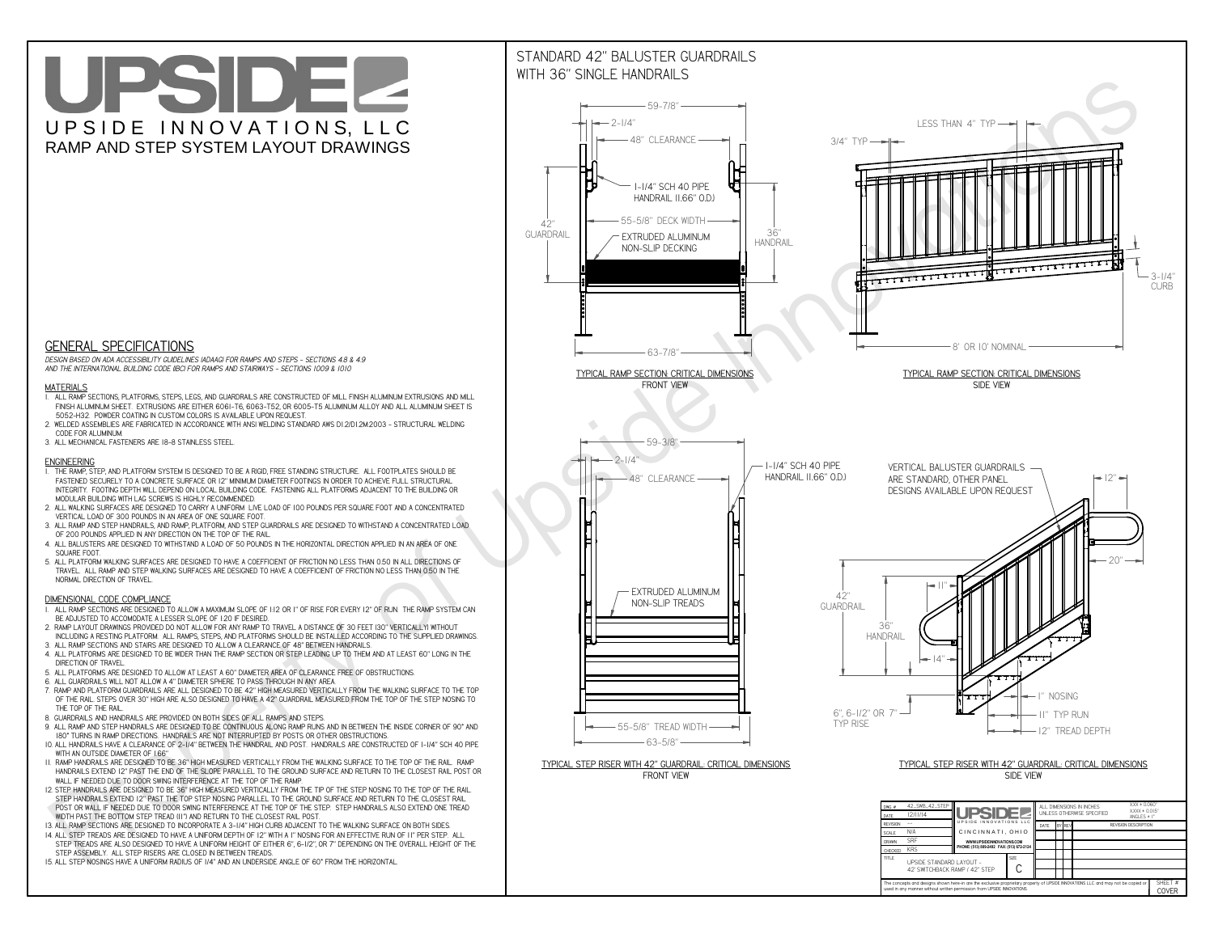# UPSIDE

UPSIDE INNOVATIONS, LLC

RAMP AND STEP SYSTEM LAYOUT DRAWINGS

## GENERAL SPECIFICATIONS

*DESIGN BASED ON ADA ACCESSIBILITY GUIDELINES (ADAAG) FOR RAMPS AND STEPS - SECTIONS 4.8 & 4.9 AND THE INTERNATIONAL BUILDING CODE (IBC) FOR RAMPS AND STAIRWAYS - SECTIONS 1009 & 1010*

### MATERIALS

1. ALL RAMP SECTIONS, PLATFORMS, STEPS, LEGS, AND GUARDRAILS ARE CONSTRUCTED OF MILL FINISH ALUMINUM EXTRUSIONS AND MILL FINISH ALUMINUM SHEET. EXTRUSIONS ARE EITHER 6061-T6, 6063-T52, OR 6005-T5 ALUMINUM ALLOY AND ALL ALUMINUM SHEET IS 5052-H32. POWDER COATING IN CUSTOM COLORS IS AVAILABLE UPON REQUEST.
2. WELDED ASSEMBLIES ARE FABRICATED IN ACCORDANCE WITH ANSI WELDING STANDARD AWS D1.2/D1.2M:2003 - STRUCTURAL WELDING CODE FOR ALUMINUM.
3. ALL MECHANICAL FASTENERS ARE 18-8 STAINLESS STEEL.

### ENGINEERING

1. THE RAMP, STEP, AND PLATFORM SYSTEM IS DESIGNED TO BE A RIGID, FREE STANDING STRUCTURE. ALL FOOTPLATES SHOULD BE FASTENED SECURELY TO A CONCRETE SURFACE OR 12" MINIMUM DIAMETER CONCRETE FOOTINGS IN ORDER TO ACHIEVE FULL STRUCTURAL INTEGRITY. FOOTING DEPTH WILL DEPEND ON LOCAL BUILDING CODE. FASTENING ALL PLATFORMS ADJACENT TO THE BUILDING OR MODULAR BUILDING WITH LAG SCREWS IS HIGHLY RECOMMENDED.
2. ALL WALKING SURFACES ARE DESIGNED TO CARRY A UNIFORM LIVE LOAD OF 100 POUNDS PER SQUARE FOOT AND A CONCENTRATED VERTICAL LOAD OF 300 POUNDS IN AN AREA OF ONE SQUARE FOOT.
3. ALL RAMP AND STEP HANDRAILS, AND RAMP, PLATFORM, AND STEP GUARDRAILS ARE DESIGNED TO WITHSTAND A CONCENTRATED LOAD OF 200 POUNDS APPLIED IN ANY DIRECTION ON THE TOP OF THE RAIL.
4. ALL BALUSTERS ARE DESIGNED TO WITHSTAND A LOAD OF 50 POUNDS IN THE HORIZONTAL DIRECTION APPLIED IN AN AREA OF ONE SQUARE FOOT.
5. ALL PLATFORM WALKING SURFACES ARE DESIGNED TO HAVE A COEFFICIENT OF FRICTION NO LESS THAN 0.50 IN ALL DIRECTIONS OF TRAVEL. ALL RAMP AND STEP WALKING SURFACES ARE DESIGNED TO HAVE A COEFFICIENT OF FRICTION NO LESS THAN 0.50 IN THE NORMAL DIRECTION OF TRAVEL.

### DIMENSIONAL CODE COMPLIANCE

1. ALL RAMP SECTIONS ARE DESIGNED TO ALLOW A MAXIMUM SLOPE OF 1:12 OR 1" OF RISE FOR EVERY 12" OF RUN. THE RAMP SYSTEM CAN BE ADJUSTED TO ACCOMODATE A LESSER SLOPE OF 1:20 IF DESIRED.
2. RAMP LAYOUT DRAWINGS PROVIDED DO NOT ALLOW FOR ANY RAMP TO TRAVEL A DISTANCE OF 30 FEET (30" VERTICALLY) WITHOUT INCLUDING A RESTING PLATFORM. ALL RAMPS, STEPS, AND PLATFORMS SHOULD BE INSTALLED ACCORDING TO THE SUPPLIED DRAWINGS.
3. ALL RAMP SECTIONS AND STAIRS ARE DESIGNED TO ALLOW A CLEARANCE OF 48" BETWEEN HANDRAILS.
4. ALL PLATFORMS ARE DESIGNED TO BE WIDER THAN THE RAMP SECTION OR STEP LEADING UP TO THEM AND AT LEAST 60" LONG IN THE DIRECTION OF TRAVEL.
5. ALL PLATFORMS ARE DESIGNED TO ALLOW AT LEAST A 60" DIAMETER AREA OF CLEARANCE FREE OF OBSTRUCTIONS.
6. ALL GUARDRAILS WILL NOT ALLOW A 4" DIAMETER SPHERE TO PASS THROUGH IN ANY AREA.
7. RAMP AND PLATFORM GUARDRAILS ARE ALL DESIGNED TO BE 42" HIGH MEASURED VERTICALLY FROM THE WALKING SURFACE TO THE TOP OF THE RAIL. STEPS OVER 30" HIGH ARE ALSO DESIGNED TO HAVE A 42" GUARDRAIL MEASURED FROM THE TOP OF THE STEP NOSING TO THE TOP OF THE RAIL.
8. GUARDRAILS AND HANDRAILS ARE PROVIDED ON BOTH SIDES OF ALL RAMPS AND STEPS.
9. ALL RAMP AND STEP HANDRAILS ARE DESIGNED TO BE CONTINUOUS ALONG RAMP RUNS AND IN BETWEEN THE INSIDE CORNER OF 90° AND 180° TURNS IN RAMP DIRECTIONS. HANDRAILS ARE NOT INTERRUPTED BY POSTS OR OTHER OBSTRUCTIONS.
10. ALL HANDRAILS HAVE A CLEARANCE OF 2-1/4" BETWEEN THE HANDRAIL AND POST. HANDRAILS ARE CONSTRUCTED OF 1-1/4" SCH 40 PIPE WITH AN OUTSIDE DIAMETER OF 1.66"
11. RAMP HANDRAILS ARE DESIGNED TO BE 36" HIGH MEASURED VERTICALLY FROM THE WALKING SURFACE TO THE TOP OF THE RAIL. RAMP HANDRAILS EXTEND 12" PAST THE END OF THE SLOPE PARALLEL TO THE GROUND SURFACE AND RETURN TO THE CLOSEST RAIL POST OR WALL IF NEEDED DUE TO DOOR SWING INTERFERENCE AT THE TOP OF THE RAMP.
12. STEP HANDRAILS ARE DESIGNED TO BE 36" HIGH MEASURED VERTICALLY FROM THE TIP OF THE STEP NOSING TO THE TOP OF THE RAIL. STEP HANDRAILS EXTEND 12" PAST THE TOP STEP NOSING PARALLEL TO THE GROUND SURFACE AND RETURN TO THE CLOSEST RAIL POST OR WALL IF NEEDED DUE TO DOOR SWING INTERFERENCE AT THE TOP OF THE STEP. STEP HANDRAILS ALSO EXTEND ONE TREAD WIDTH PAST THE BOTTOM STEP TREAD (11") AND RETURN TO THE CLOSEST RAIL POST.
13. ALL RAMP SECTIONS ARE DESIGNED TO INCORPORATE A 3-1/4" HIGH CURB ADJACENT TO THE WALKING SURFACE ON BOTH SIDES.
14. ALL STEP TREADS ARE DESIGNED TO HAVE A UNIFORM DEPTH OF 12" WITH A 1" NOSING FOR AN EFFECTIVE RUN OF 11" PER STEP. ALL STEP TREADS ARE ALSO DESIGNED TO HAVE A UNIFORM HEIGHT OF EITHER 6", 6-1/2", OR 7" DEPENDING ON THE OVERALL HEIGHT OF THE STEP ASSEMBLY. ALL STEP RISERS ARE CLOSED IN BETWEEN TREADS.
15. ALL STEP NOSINGS HAVE A UNIFORM RADIUS OF 1/4" AND AN UNDERSIDE ANGLE OF 60° FROM THE HORIZONTAL.

## STANDARD 42" BALUSTER GUARDRAILS WITH 36" SINGLE HANDRAILS

59-7/8" | 2-1/4" | 48" CLEARANCE | 1-1/4" SCH 40 PIPE HANDRAIL (1.66" O.D.) | 55-5/8" DECK WIDTH | 42" GUARDRAIL | 36" HANDRAIL | EXTRUDED ALUMINUM NON-SLIP DECKING | 63-7/8"

TYPICAL RAMP SECTION: CRITICAL DIMENSIONS
FRONT VIEW

LESS THAN 4" TYP | 3/4" TYP | 3-1/4" CURB | 8' OR 10' NOMINAL

TYPICAL RAMP SECTION: CRITICAL DIMENSIONS
SIDE VIEW

59-3/8" | 2-1/4" | 48" CLEARANCE | 1-1/4" SCH 40 PIPE HANDRAIL (1.66" O.D.) | EXTRUDED ALUMINUM NON-SLIP TREADS | 55-5/8" TREAD WIDTH | 63-5/8"

TYPICAL STEP RISER WITH 42" GUARDRAIL: CRITICAL DIMENSIONS
FRONT VIEW

VERTICAL BALUSTER GUARDRAILS ARE STANDARD, OTHER PANEL DESIGNS AVAILABLE UPON REQUEST | 12" | 20" | 11" | 42" GUARDRAIL | 36" HANDRAIL | 14" | 1" NOSING | 11" TYP RUN | 12" TREAD DEPTH | 6", 6-1/2" OR 7" TYP RISE

TYPICAL STEP RISER WITH 42" GUARDRAIL: CRITICAL DIMENSIONS
SIDE VIEW

| | | | |
|---|---|---|---|
| DWG # | 42_SWB_42_STEP | UPSIDE INNOVATIONS LLC | ALL DIMENSIONS IN INCHES UNLESS OTHERWISE SPECIFIED XXX ± 0.060" XXXX ± 0.015" ANGLES ± 1° |
| DATE | 12/11/14 | CINCINNATI, OHIO | |
| REVISION | --- | WWW.UPSIDEINNOVATIONS.COM PHONE: (513) 889-2492 FAX: (513) 672-2124 | DATE / BY / REV / REVISION DESCRIPTION |
| SCALE | N/A | | |
| DRAWN | SRF | | |
| CHECKED | KRS | | |
| TITLE: | UPSIDE STANDARD LAYOUT - 42' SWITCHBACK RAMP / 42" STEP | SIZE: C | |

The concepts and designs shown here-in are the exclusive proprietary property of UPSIDE INNOVATIONS LLC and may not be copied or used in any manner without written permission from UPSIDE INNOVATIONS.

SHEET # COVER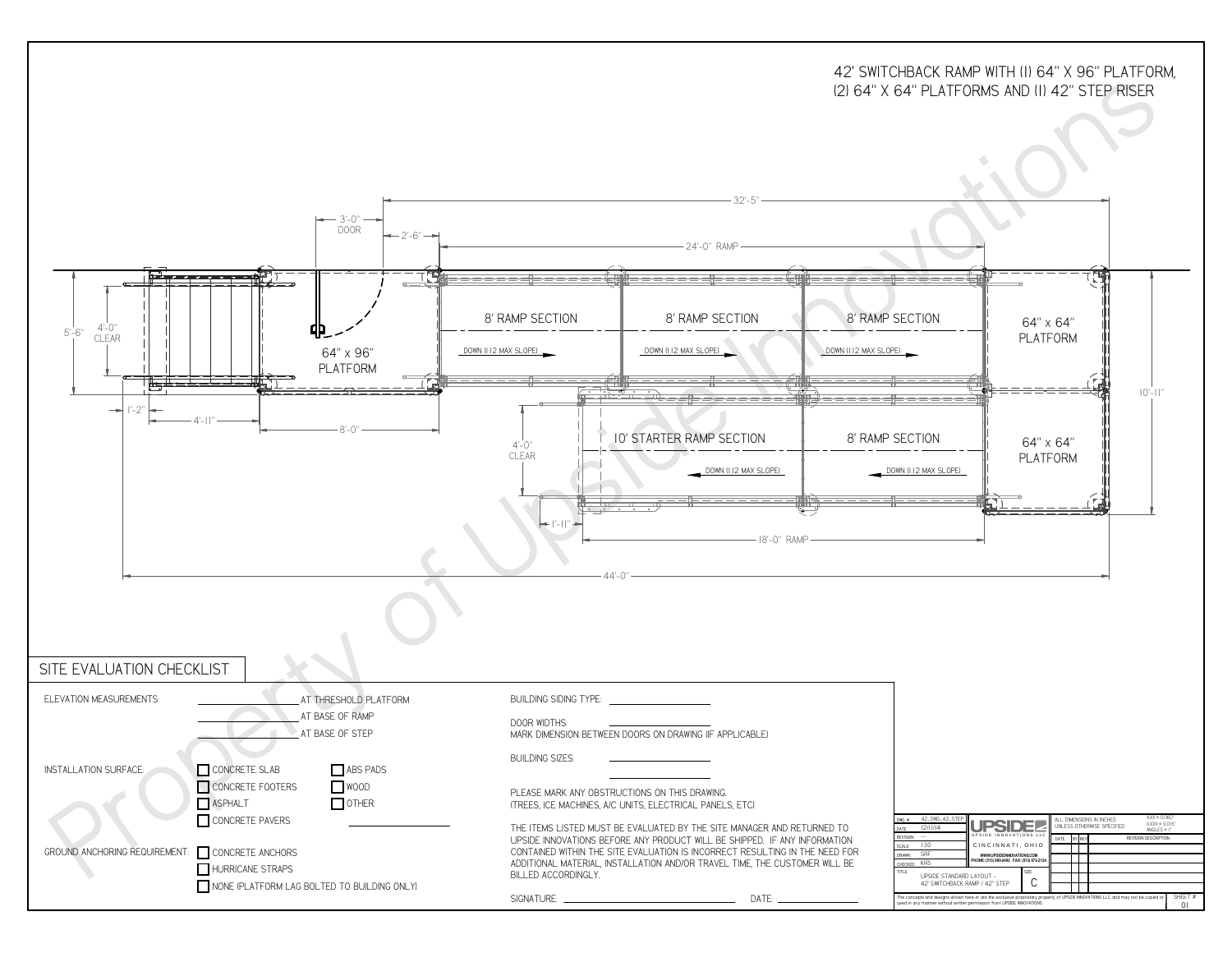# 42' SWITCHBACK RAMP WITH (1) 64" X 96" PLATFORM, (2) 64" X 64" PLATFORMS AND (1) 42" STEP RISER

32'-5"

3'-0" DOOR

2'-6"

24'-0" RAMP

5'-6"

4'-0" CLEAR

64" x 96" PLATFORM

8' RAMP SECTION

DOWN (1:12 MAX SLOPE)

8' RAMP SECTION

DOWN (1:12 MAX SLOPE)

8' RAMP SECTION

DOWN (1:12 MAX SLOPE)

64" x 64" PLATFORM

10'-11"

1'-2"

4'-11"

8'-0"

4'-0" CLEAR

10' STARTER RAMP SECTION

DOWN (1:12 MAX SLOPE)

8' RAMP SECTION

DOWN (1:12 MAX SLOPE)

64" x 64" PLATFORM

1'-11"

18'-0" RAMP

44'-0"

Property of Upside Innovations

## SITE EVALUATION CHECKLIST

ELEVATION MEASUREMENTS: ____________ AT THRESHOLD PLATFORM

____________ AT BASE OF RAMP

____________ AT BASE OF STEP

INSTALLATION SURFACE:

- ☐ CONCRETE SLAB
- ☐ CONCRETE FOOTERS
- ☐ ASPHALT
- ☐ CONCRETE PAVERS
- ☐ ABS PADS
- ☐ WOOD
- ☐ OTHER ____________

GROUND ANCHORING REQUIREMENT:

- ☐ CONCRETE ANCHORS
- ☐ HURRICANE STRAPS
- ☐ NONE (PLATFORM LAG BOLTED TO BUILDING ONLY)

BUILDING SIDING TYPE: ____________

DOOR WIDTHS: ____________
MARK DIMENSION BETWEEN DOORS ON DRAWING (IF APPLICABLE)

BUILDING SIZES: ____________

____________

PLEASE MARK ANY OBSTRUCTIONS ON THIS DRAWING.
(TREES, ICE MACHINES, A/C UNITS, ELECTRICAL PANELS, ETC)

THE ITEMS LISTED MUST BE EVALUATED BY THE SITE MANAGER AND RETURNED TO UPSIDE INNOVATIONS BEFORE ANY PRODUCT WILL BE SHIPPED. IF ANY INFORMATION CONTAINED WITHIN THE SITE EVALUATION IS INCORRECT RESULTING IN THE NEED FOR ADDITIONAL MATERIAL, INSTALLATION AND/OR TRAVEL TIME, THE CUSTOMER WILL BE BILLED ACCORDINGLY.

SIGNATURE: ____________________ DATE: ____________

| | |
|---|---|
| DWG # | 42_SWB_42_STEP |
| DATE | 12/11/14 |
| REVISION | --- |
| SCALE | 1:30 |
| DRAWN | SRF |
| CHECKED | KRS |

UPSIDE INNOVATIONS LLC
CINCINNATI, OHIO
WWW.UPSIDEINNOVATIONS.COM
PHONE: (513) 889-2492 FAX: (513) 672-2124

TITLE: UPSIDE STANDARD LAYOUT - 42' SWITCHBACK RAMP / 42" STEP

SIZE: C

ALL DIMENSIONS IN INCHES UNLESS OTHERWISE SPECIFIED

X.XX = 0.060"
X.XXX = 0.015"
ANGLES = 1°

| DATE | BY | REV | REVISION DESCRIPTION |
|---|---|---|---|
| | | | |

The concepts and designs shown here-in are the exclusive proprietary property of UPSIDE INNOVATIONS LLC and may not be copied or used in any manner without written permission from UPSIDE INNOVATIONS.

SHEET # 01